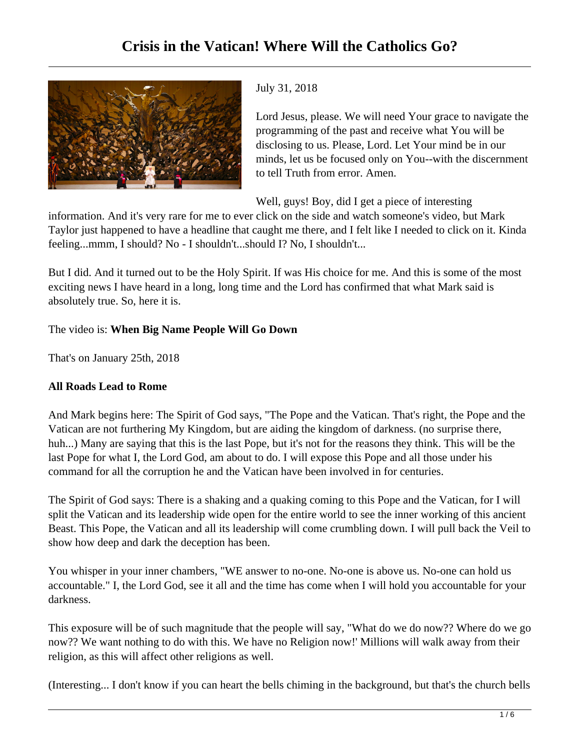# Crisis in the Vatican! Where Will the Catholics Go?

July 31, 2018

Lord Jesus, please. We will need Your grace to navigate the programming of the past and receive what You will be disclosing to us. Please, Lord. Let Your mind be in our minds, let us be focused only on You--with the discernment to tell Truth from error. Amen.

Well, guys! Boy, did I get a piece of interesting information. And it's very rare for me to ever click on the side and watch someone's video, but Mark Taylor just happened to have a headline that caught me there, and I felt like I needed to click on it. Kinda feeling...mmm, I should? No - I shouldn't...should I? No, I shouldn't...

But I did. And it turned out to be the Holy Spirit. If was His choice for me. And this is some of the most exciting news I have heard in a long, long time and the Lord has confirmed that what Mark said is absolutely true. So, here it is.

The video is: **When Big Name People Will Go Down**

That's on January 25th, 2018

**All Roads Lead to Rome**

And Mark begins here: The Spirit of God says, "The Pope and the Vatican. That's right, the Pope and the Vatican are not furthering My Kingdom, but are aiding the kingdom of darkness. (no surprise there, huh...) Many are saying that this is the last Pope, but it's not for the reasons they think. This will be the last Pope for what I, the Lord God, am about to do. I will expose this Pope and all those under his command for all the corruption he and the Vatican have been involved in for centuries.

The Spirit of God says: There is a shaking and a quaking coming to this Pope and the Vatican, for I will split the Vatican and its leadership wide open for the entire world to see the inner working of this ancient Beast. This Pope, the Vatican and all its leadership will come crumbling down. I will pull back the Veil to show how deep and dark the deception has been.

You whisper in your inner chambers, "WE answer to no-one. No-one is above us. No-one can hold us accountable." I, the Lord God, see it all and the time has come when I will hold you accountable for your darkness.

This exposure will be of such magnitude that the people will say, "What do we do now?? Where do we go now?? We want nothing to do with this. We have no Religion now!' Millions will walk away from their religion, as this will affect other religions as well.

(Interesting... I don't know if you can heart the bells chiming in the background, but that's the church bells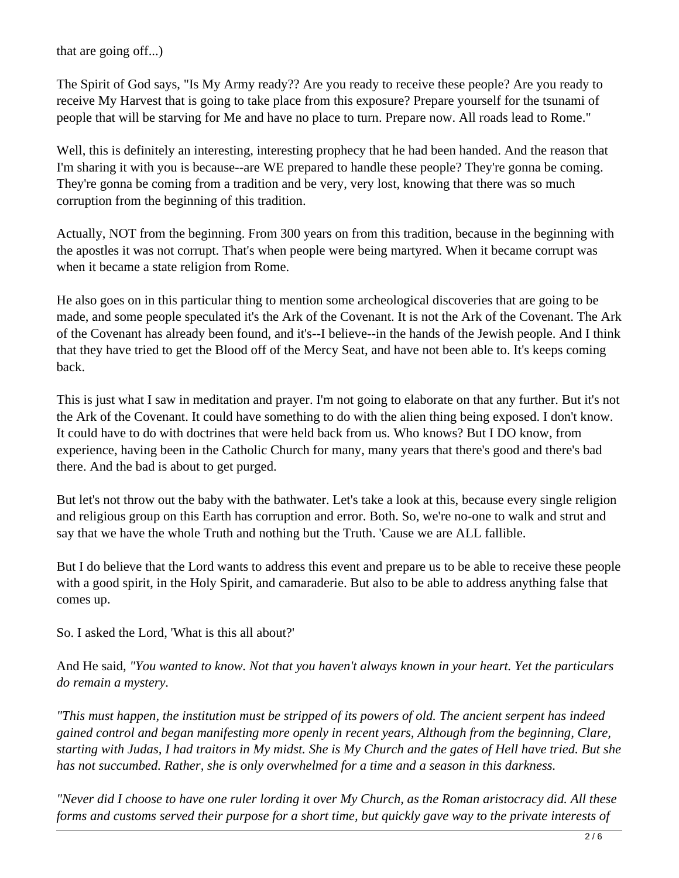that are going off...)

The Spirit of God says, "Is My Army ready?? Are you ready to receive these people? Are you ready to receive My Harvest that is going to take place from this exposure? Prepare yourself for the tsunami of people that will be starving for Me and have no place to turn. Prepare now. All roads lead to Rome."

Well, this is definitely an interesting, interesting prophecy that he had been handed. And the reason that I'm sharing it with you is because--are WE prepared to handle these people? They're gonna be coming. They're gonna be coming from a tradition and be very, very lost, knowing that there was so much corruption from the beginning of this tradition.

Actually, NOT from the beginning. From 300 years on from this tradition, because in the beginning with the apostles it was not corrupt. That's when people were being martyred. When it became corrupt was when it became a state religion from Rome.

He also goes on in this particular thing to mention some archeological discoveries that are going to be made, and some people speculated it's the Ark of the Covenant. It is not the Ark of the Covenant. The Ark of the Covenant has already been found, and it's--I believe--in the hands of the Jewish people. And I think that they have tried to get the Blood off of the Mercy Seat, and have not been able to. It's keeps coming back.

This is just what I saw in meditation and prayer. I'm not going to elaborate on that any further. But it's not the Ark of the Covenant. It could have something to do with the alien thing being exposed. I don't know. It could have to do with doctrines that were held back from us. Who knows? But I DO know, from experience, having been in the Catholic Church for many, many years that there's good and there's bad there. And the bad is about to get purged.

But let's not throw out the baby with the bathwater. Let's take a look at this, because every single religion and religious group on this Earth has corruption and error. Both. So, we're no-one to walk and strut and say that we have the whole Truth and nothing but the Truth. 'Cause we are ALL fallible.

But I do believe that the Lord wants to address this event and prepare us to be able to receive these people with a good spirit, in the Holy Spirit, and camaraderie. But also to be able to address anything false that comes up.

So. I asked the Lord, 'What is this all about?'

And He said, *"You wanted to know. Not that you haven't always known in your heart. Yet the particulars do remain a mystery.*

*"This must happen, the institution must be stripped of its powers of old. The ancient serpent has indeed gained control and began manifesting more openly in recent years, Although from the beginning, Clare, starting with Judas, I had traitors in My midst. She is My Church and the gates of Hell have tried. But she has not succumbed. Rather, she is only overwhelmed for a time and a season in this darkness.*

*"Never did I choose to have one ruler lording it over My Church, as the Roman aristocracy did. All these forms and customs served their purpose for a short time, but quickly gave way to the private interests of*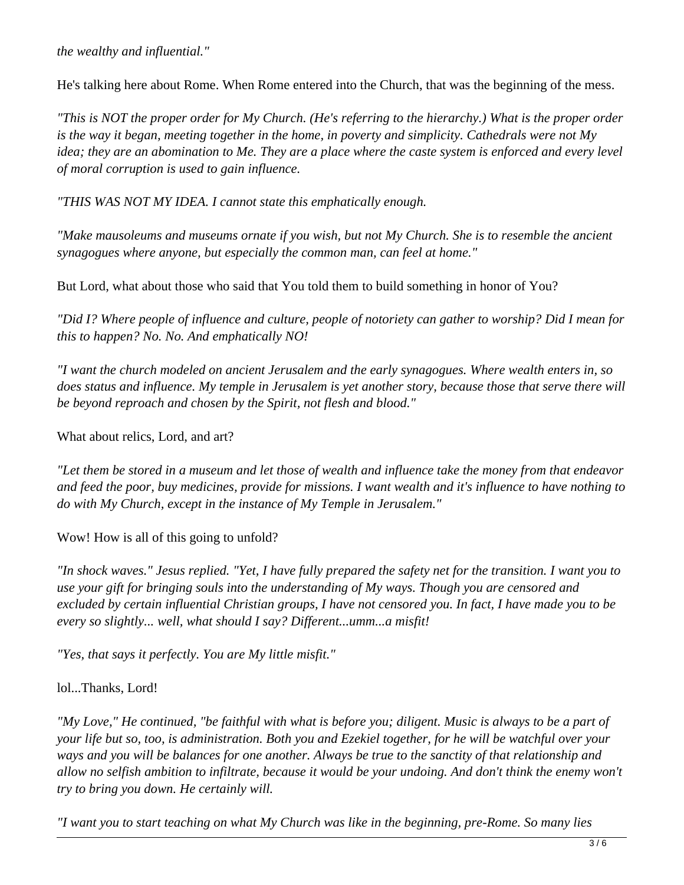*the wealthy and influential."*

He's talking here about Rome. When Rome entered into the Church, that was the beginning of the mess.

*"This is NOT the proper order for My Church. (He's referring to the hierarchy.) What is the proper order is the way it began, meeting together in the home, in poverty and simplicity. Cathedrals were not My idea; they are an abomination to Me. They are a place where the caste system is enforced and every level of moral corruption is used to gain influence.*

*"THIS WAS NOT MY IDEA. I cannot state this emphatically enough.*

*"Make mausoleums and museums ornate if you wish, but not My Church. She is to resemble the ancient synagogues where anyone, but especially the common man, can feel at home."*

But Lord, what about those who said that You told them to build something in honor of You?

*"Did I? Where people of influence and culture, people of notoriety can gather to worship? Did I mean for this to happen? No. No. And emphatically NO!*

*"I want the church modeled on ancient Jerusalem and the early synagogues. Where wealth enters in, so does status and influence. My temple in Jerusalem is yet another story, because those that serve there will be beyond reproach and chosen by the Spirit, not flesh and blood."*

What about relics, Lord, and art?

*"Let them be stored in a museum and let those of wealth and influence take the money from that endeavor and feed the poor, buy medicines, provide for missions. I want wealth and it's influence to have nothing to do with My Church, except in the instance of My Temple in Jerusalem."*

Wow! How is all of this going to unfold?

*"In shock waves." Jesus replied. "Yet, I have fully prepared the safety net for the transition. I want you to use your gift for bringing souls into the understanding of My ways. Though you are censored and excluded by certain influential Christian groups, I have not censored you. In fact, I have made you to be every so slightly... well, what should I say? Different...umm...a misfit!*

*"Yes, that says it perfectly. You are My little misfit."*

lol...Thanks, Lord!

*"My Love," He continued, "be faithful with what is before you; diligent. Music is always to be a part of your life but so, too, is administration. Both you and Ezekiel together, for he will be watchful over your ways and you will be balances for one another. Always be true to the sanctity of that relationship and allow no selfish ambition to infiltrate, because it would be your undoing. And don't think the enemy won't try to bring you down. He certainly will.*

*"I want you to start teaching on what My Church was like in the beginning, pre-Rome. So many lies*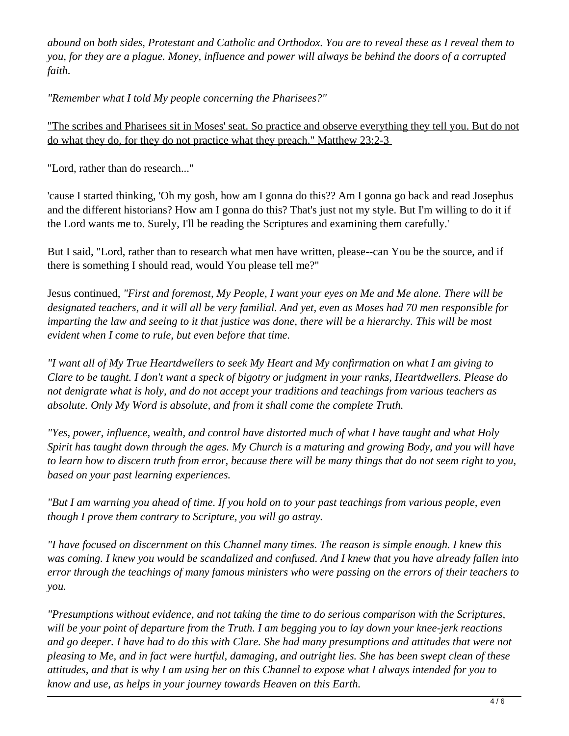*abound on both sides, Protestant and Catholic and Orthodox. You are to reveal these as I reveal them to you, for they are a plague. Money, influence and power will always be behind the doors of a corrupted faith.*

*"Remember what I told My people concerning the Pharisees?"*

<u>"The scribes and Pharisees sit in Moses' seat. So practice and observe everything they tell you. But do not do what they do, for they do not practice what they preach." Matthew 23:2-3</u>

"Lord, rather than do research..."

'cause I started thinking, 'Oh my gosh, how am I gonna do this?? Am I gonna go back and read Josephus and the different historians? How am I gonna do this? That's just not my style. But I'm willing to do it if the Lord wants me to. Surely, I'll be reading the Scriptures and examining them carefully.'

But I said, "Lord, rather than to research what men have written, please--can You be the source, and if there is something I should read, would You please tell me?"

Jesus continued, *"First and foremost, My People, I want your eyes on Me and Me alone. There will be designated teachers, and it will all be very familial. And yet, even as Moses had 70 men responsible for imparting the law and seeing to it that justice was done, there will be a hierarchy. This will be most evident when I come to rule, but even before that time.*

*"I want all of My True Heartdwellers to seek My Heart and My confirmation on what I am giving to Clare to be taught. I don't want a speck of bigotry or judgment in your ranks, Heartdwellers. Please do not denigrate what is holy, and do not accept your traditions and teachings from various teachers as absolute. Only My Word is absolute, and from it shall come the complete Truth.*

*"Yes, power, influence, wealth, and control have distorted much of what I have taught and what Holy Spirit has taught down through the ages. My Church is a maturing and growing Body, and you will have to learn how to discern truth from error, because there will be many things that do not seem right to you, based on your past learning experiences.*

*"But I am warning you ahead of time. If you hold on to your past teachings from various people, even though I prove them contrary to Scripture, you will go astray.*

*"I have focused on discernment on this Channel many times. The reason is simple enough. I knew this was coming. I knew you would be scandalized and confused. And I knew that you have already fallen into error through the teachings of many famous ministers who were passing on the errors of their teachers to you.*

*"Presumptions without evidence, and not taking the time to do serious comparison with the Scriptures, will be your point of departure from the Truth. I am begging you to lay down your knee-jerk reactions and go deeper. I have had to do this with Clare. She had many presumptions and attitudes that were not pleasing to Me, and in fact were hurtful, damaging, and outright lies. She has been swept clean of these attitudes, and that is why I am using her on this Channel to expose what I always intended for you to know and use, as helps in your journey towards Heaven on this Earth.*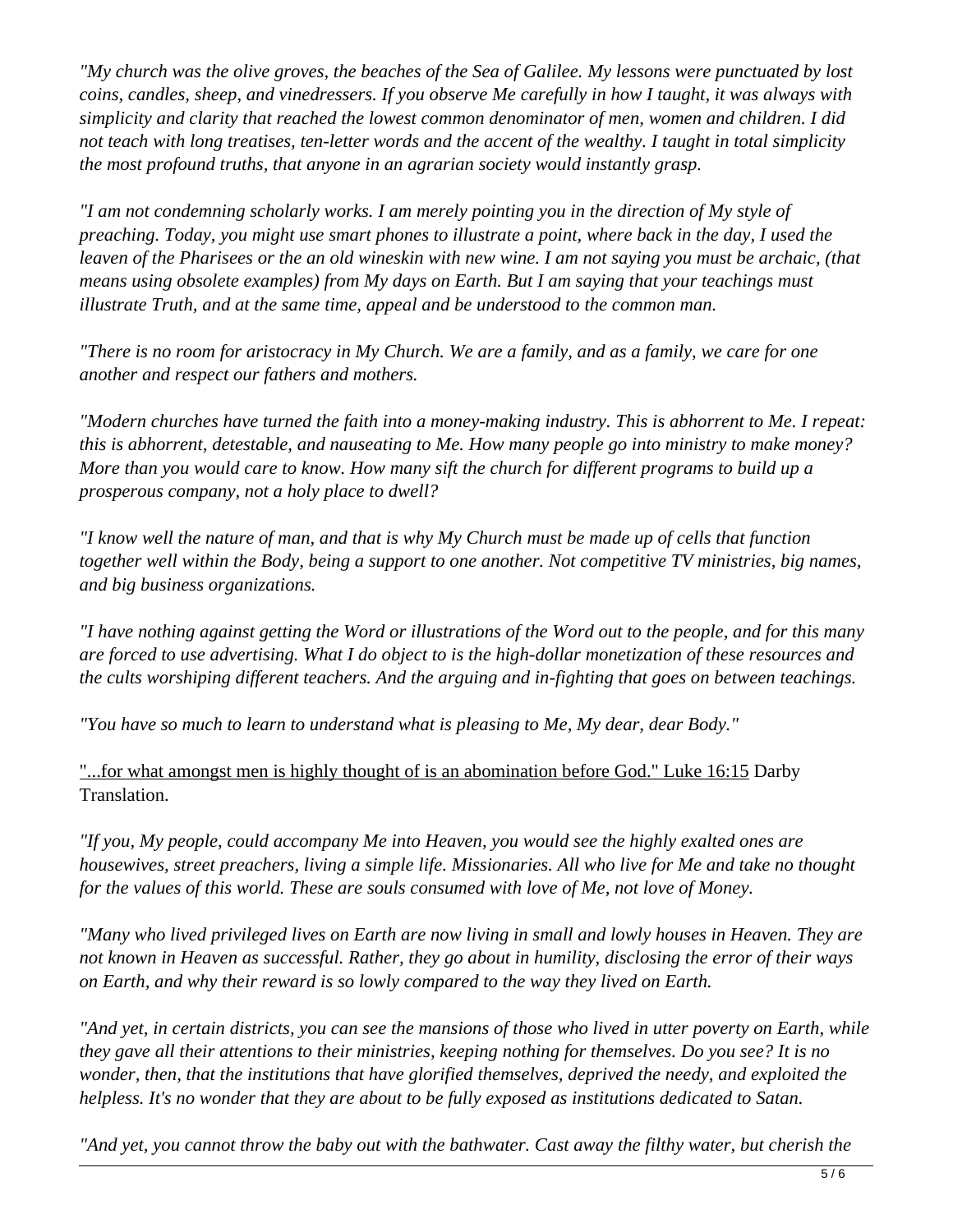*"My church was the olive groves, the beaches of the Sea of Galilee. My lessons were punctuated by lost coins, candles, sheep, and vinedressers. If you observe Me carefully in how I taught, it was always with simplicity and clarity that reached the lowest common denominator of men, women and children. I did not teach with long treatises, ten-letter words and the accent of the wealthy. I taught in total simplicity the most profound truths, that anyone in an agrarian society would instantly grasp.*

*"I am not condemning scholarly works. I am merely pointing you in the direction of My style of preaching. Today, you might use smart phones to illustrate a point, where back in the day, I used the leaven of the Pharisees or the an old wineskin with new wine. I am not saying you must be archaic, (that means using obsolete examples) from My days on Earth. But I am saying that your teachings must illustrate Truth, and at the same time, appeal and be understood to the common man.*

*"There is no room for aristocracy in My Church. We are a family, and as a family, we care for one another and respect our fathers and mothers.*

*"Modern churches have turned the faith into a money-making industry. This is abhorrent to Me. I repeat: this is abhorrent, detestable, and nauseating to Me. How many people go into ministry to make money? More than you would care to know. How many sift the church for different programs to build up a prosperous company, not a holy place to dwell?*

*"I know well the nature of man, and that is why My Church must be made up of cells that function together well within the Body, being a support to one another. Not competitive TV ministries, big names, and big business organizations.*

*"I have nothing against getting the Word or illustrations of the Word out to the people, and for this many are forced to use advertising. What I do object to is the high-dollar monetization of these resources and the cults worshiping different teachers. And the arguing and in-fighting that goes on between teachings.*

*"You have so much to learn to understand what is pleasing to Me, My dear, dear Body."*

"...for what amongst men is highly thought of is an abomination before God." Luke 16:15 Darby Translation.

*"If you, My people, could accompany Me into Heaven, you would see the highly exalted ones are housewives, street preachers, living a simple life. Missionaries. All who live for Me and take no thought for the values of this world. These are souls consumed with love of Me, not love of Money.*

*"Many who lived privileged lives on Earth are now living in small and lowly houses in Heaven. They are not known in Heaven as successful. Rather, they go about in humility, disclosing the error of their ways on Earth, and why their reward is so lowly compared to the way they lived on Earth.*

*"And yet, in certain districts, you can see the mansions of those who lived in utter poverty on Earth, while they gave all their attentions to their ministries, keeping nothing for themselves. Do you see? It is no wonder, then, that the institutions that have glorified themselves, deprived the needy, and exploited the helpless. It's no wonder that they are about to be fully exposed as institutions dedicated to Satan.*

*"And yet, you cannot throw the baby out with the bathwater. Cast away the filthy water, but cherish the*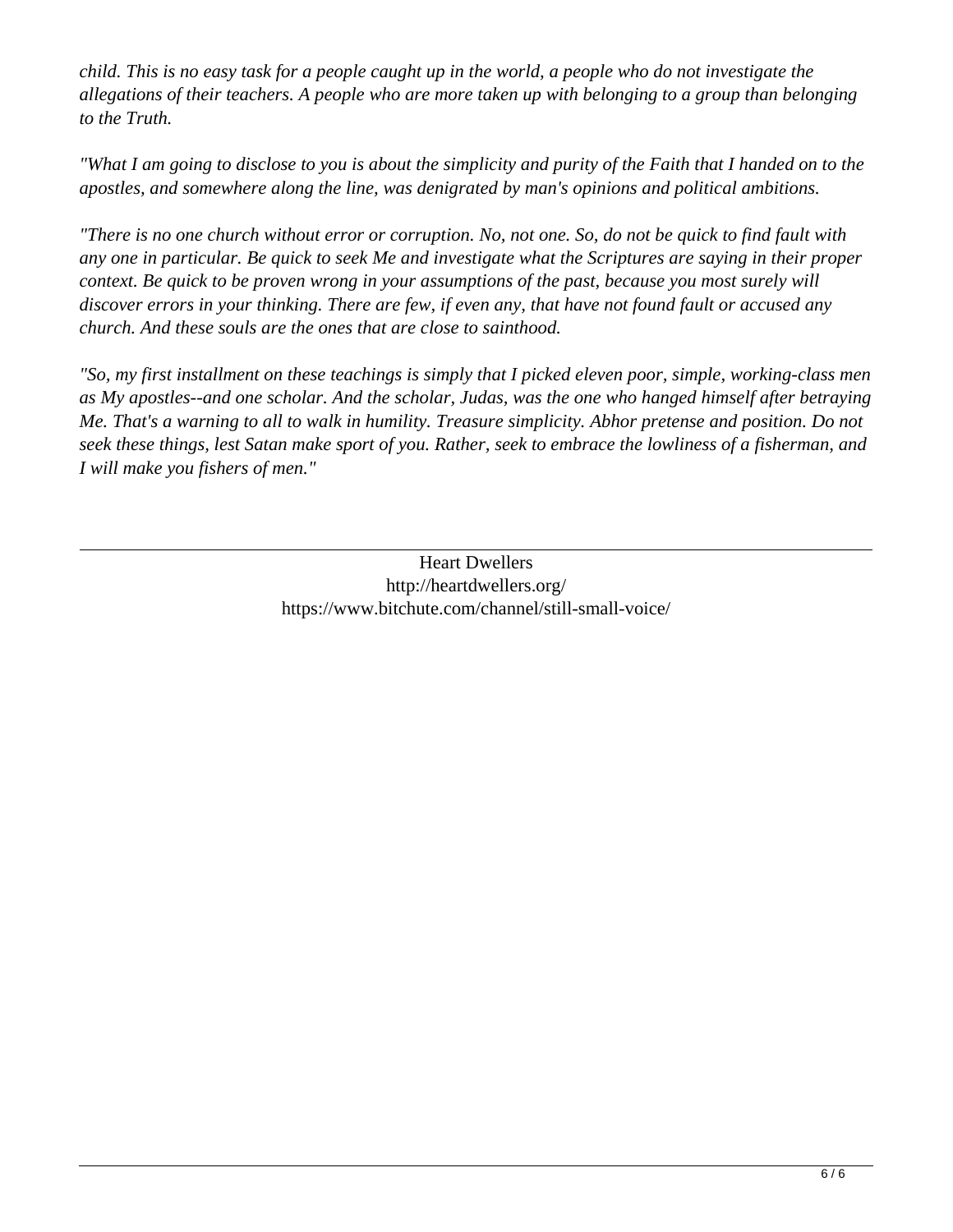*child. This is no easy task for a people caught up in the world, a people who do not investigate the allegations of their teachers. A people who are more taken up with belonging to a group than belonging to the Truth.*

*"What I am going to disclose to you is about the simplicity and purity of the Faith that I handed on to the apostles, and somewhere along the line, was denigrated by man's opinions and political ambitions.*

*"There is no one church without error or corruption. No, not one. So, do not be quick to find fault with any one in particular. Be quick to seek Me and investigate what the Scriptures are saying in their proper context. Be quick to be proven wrong in your assumptions of the past, because you most surely will discover errors in your thinking. There are few, if even any, that have not found fault or accused any church. And these souls are the ones that are close to sainthood.*

*"So, my first installment on these teachings is simply that I picked eleven poor, simple, working-class men as My apostles--and one scholar. And the scholar, Judas, was the one who hanged himself after betraying Me. That's a warning to all to walk in humility. Treasure simplicity. Abhor pretense and position. Do not seek these things, lest Satan make sport of you. Rather, seek to embrace the lowliness of a fisherman, and I will make you fishers of men."*

---

Heart Dwellers
http://heartdwellers.org/
https://www.bitchute.com/channel/still-small-voice/